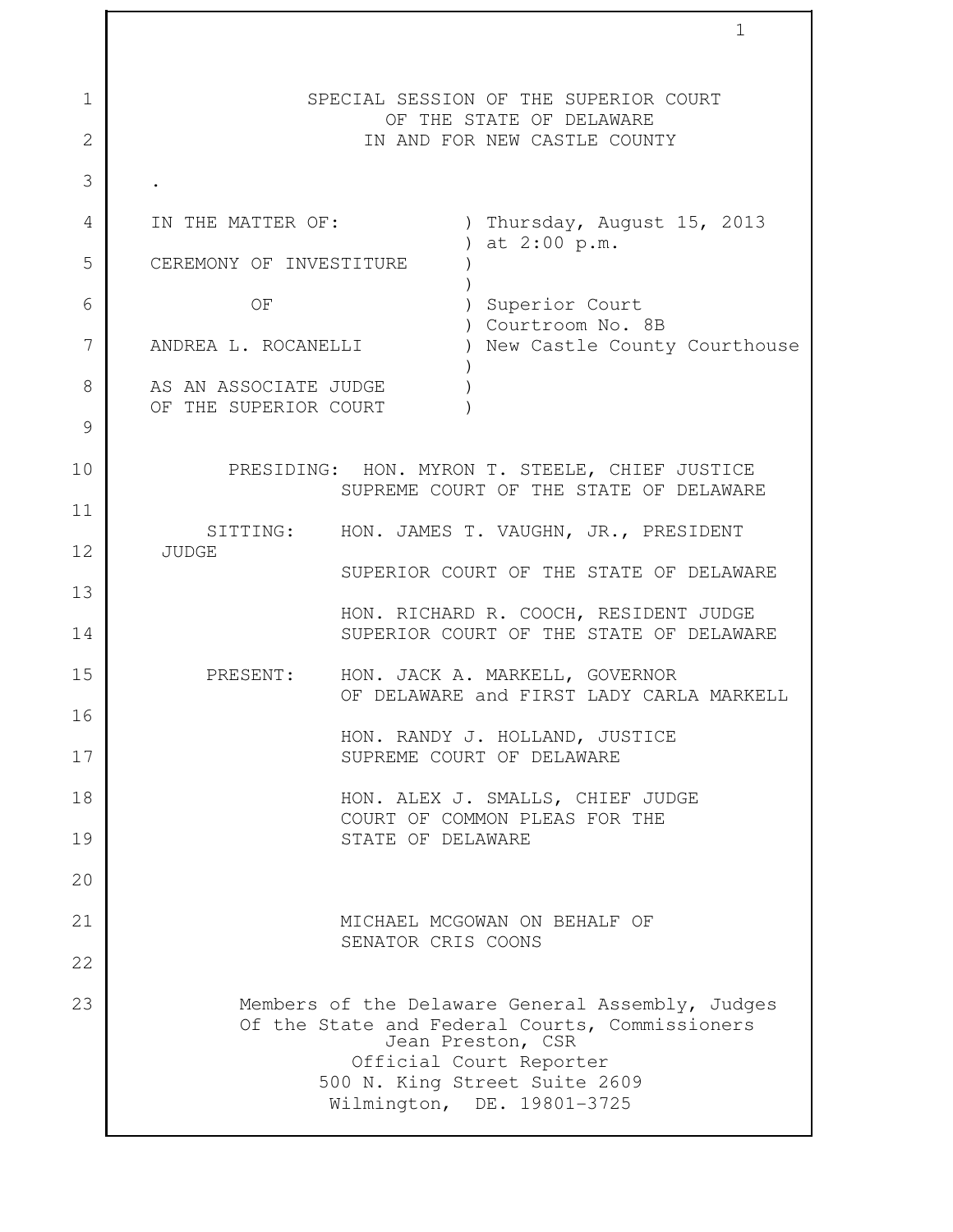SPECIAL SESSION OF THE SUPERIOR COURT
OF THE STATE OF DELAWARE
IN AND FOR NEW CASTLE COUNTY

.

| | |
|---|---|
| IN THE MATTER OF: | ) Thursday, August 15, 2013 |
| | ) at 2:00 p.m. |
| CEREMONY OF INVESTITURE | ) |
| | ) |
| OF | ) Superior Court |
| | ) Courtroom No. 8B |
| ANDREA L. ROCANELLI | ) New Castle County Courthouse |
| | ) |
| AS AN ASSOCIATE JUDGE | ) |
| OF THE SUPERIOR COURT | ) |

PRESIDING: HON. MYRON T. STEELE, CHIEF JUSTICE
SUPREME COURT OF THE STATE OF DELAWARE

SITTING: HON. JAMES T. VAUGHN, JR., PRESIDENT JUDGE
SUPERIOR COURT OF THE STATE OF DELAWARE

HON. RICHARD R. COOCH, RESIDENT JUDGE
SUPERIOR COURT OF THE STATE OF DELAWARE

PRESENT: HON. JACK A. MARKELL, GOVERNOR
OF DELAWARE and FIRST LADY CARLA MARKELL

HON. RANDY J. HOLLAND, JUSTICE
SUPREME COURT OF DELAWARE

HON. ALEX J. SMALLS, CHIEF JUDGE
COURT OF COMMON PLEAS FOR THE
STATE OF DELAWARE

MICHAEL MCGOWAN ON BEHALF OF
SENATOR CRIS COONS

Members of the Delaware General Assembly, Judges
Of the State and Federal Courts, Commissioners

Jean Preston, CSR
Official Court Reporter
500 N. King Street Suite 2609
Wilmington, DE. 19801-3725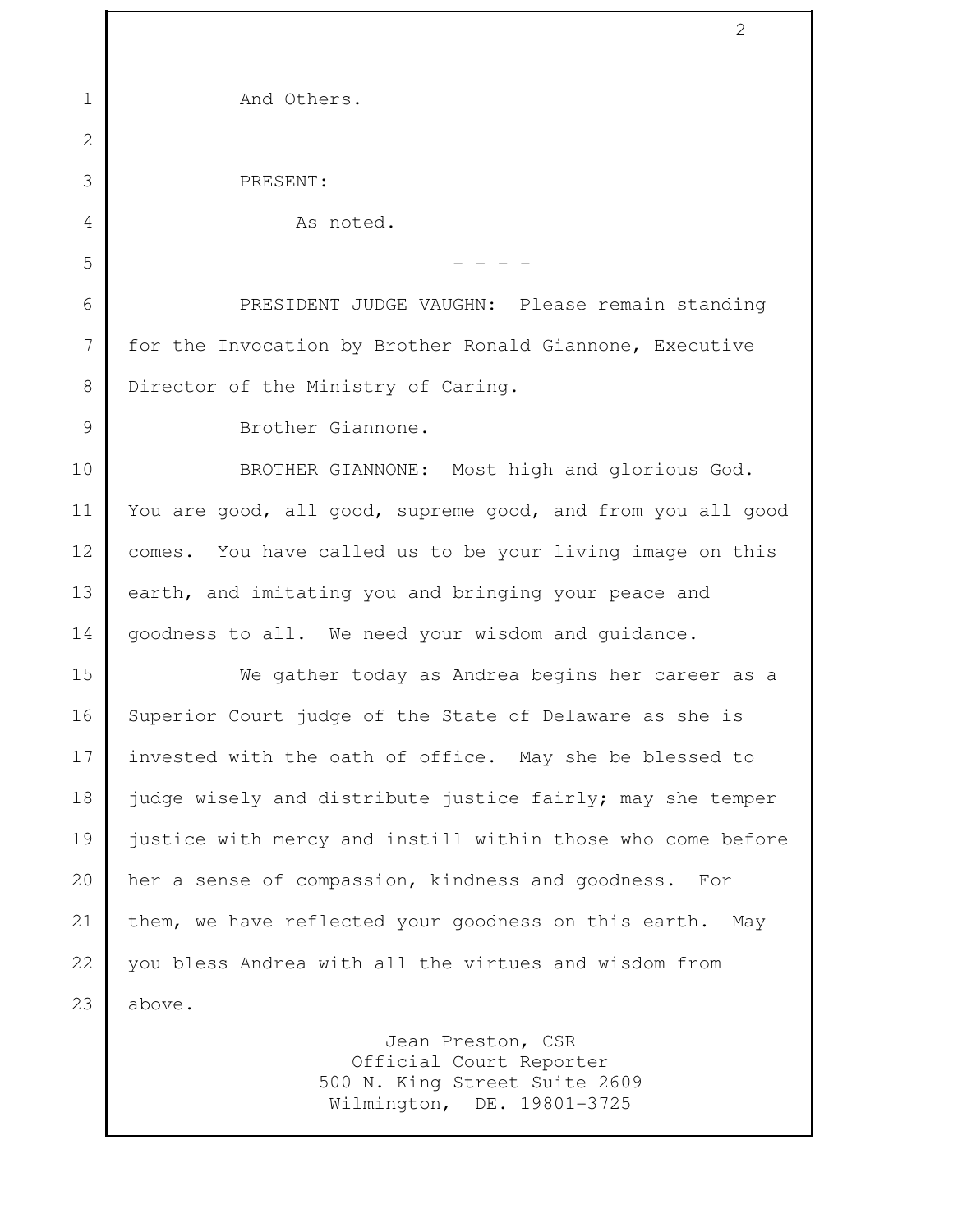And Others.

PRESENT:

As noted.

\- - - -

PRESIDENT JUDGE VAUGHN: Please remain standing for the Invocation by Brother Ronald Giannone, Executive Director of the Ministry of Caring.

Brother Giannone.

BROTHER GIANNONE: Most high and glorious God. You are good, all good, supreme good, and from you all good comes. You have called us to be your living image on this earth, and imitating you and bringing your peace and goodness to all. We need your wisdom and guidance.

We gather today as Andrea begins her career as a Superior Court judge of the State of Delaware as she is invested with the oath of office. May she be blessed to judge wisely and distribute justice fairly; may she temper justice with mercy and instill within those who come before her a sense of compassion, kindness and goodness. For them, we have reflected your goodness on this earth. May you bless Andrea with all the virtues and wisdom from above.

Jean Preston, CSR
Official Court Reporter
500 N. King Street Suite 2609
Wilmington, DE. 19801-3725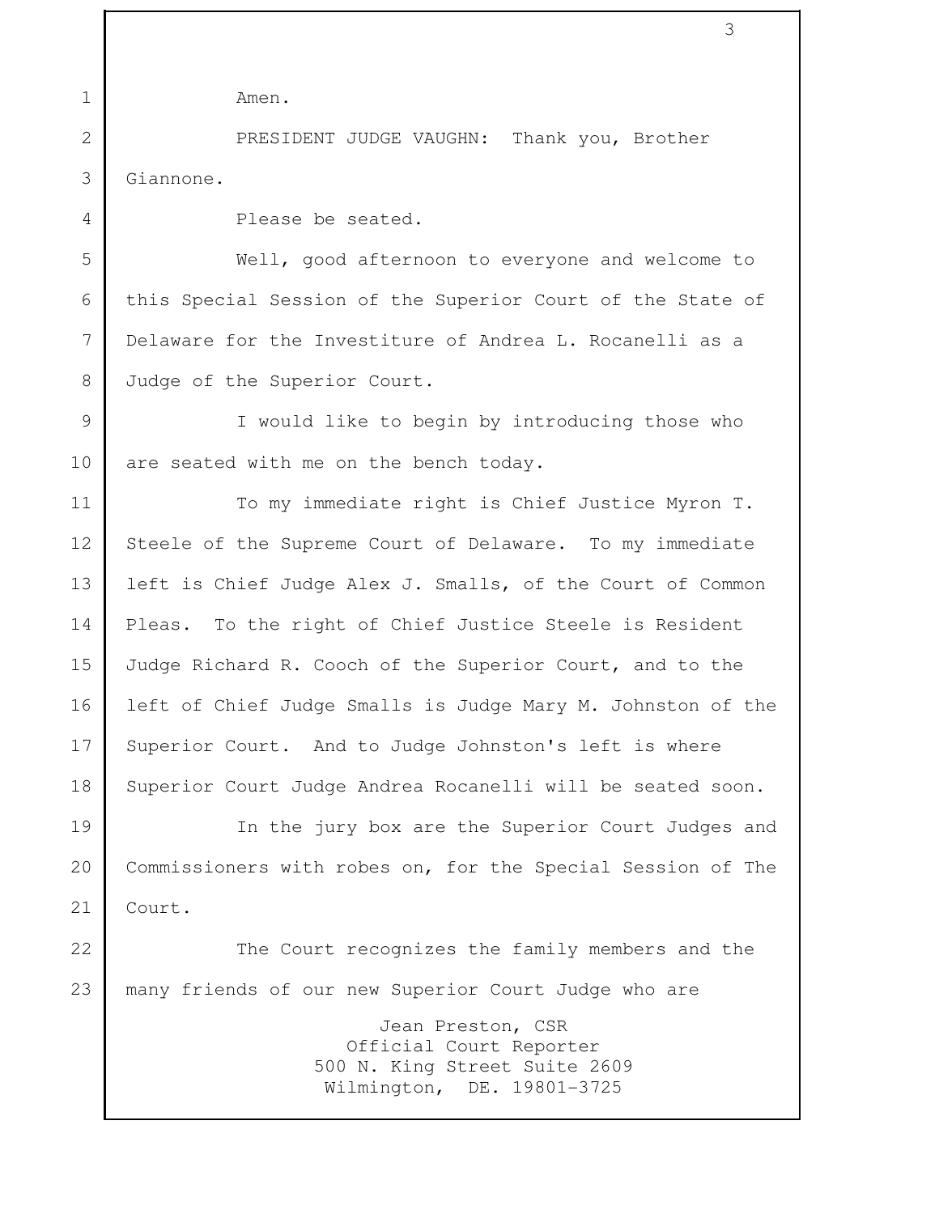Amen.

PRESIDENT JUDGE VAUGHN: Thank you, Brother Giannone.

Please be seated.

Well, good afternoon to everyone and welcome to this Special Session of the Superior Court of the State of Delaware for the Investiture of Andrea L. Rocanelli as a Judge of the Superior Court.

I would like to begin by introducing those who are seated with me on the bench today.

To my immediate right is Chief Justice Myron T. Steele of the Supreme Court of Delaware. To my immediate left is Chief Judge Alex J. Smalls, of the Court of Common Pleas. To the right of Chief Justice Steele is Resident Judge Richard R. Cooch of the Superior Court, and to the left of Chief Judge Smalls is Judge Mary M. Johnston of the Superior Court. And to Judge Johnston's left is where Superior Court Judge Andrea Rocanelli will be seated soon.

In the jury box are the Superior Court Judges and Commissioners with robes on, for the Special Session of The Court.

The Court recognizes the family members and the many friends of our new Superior Court Judge who are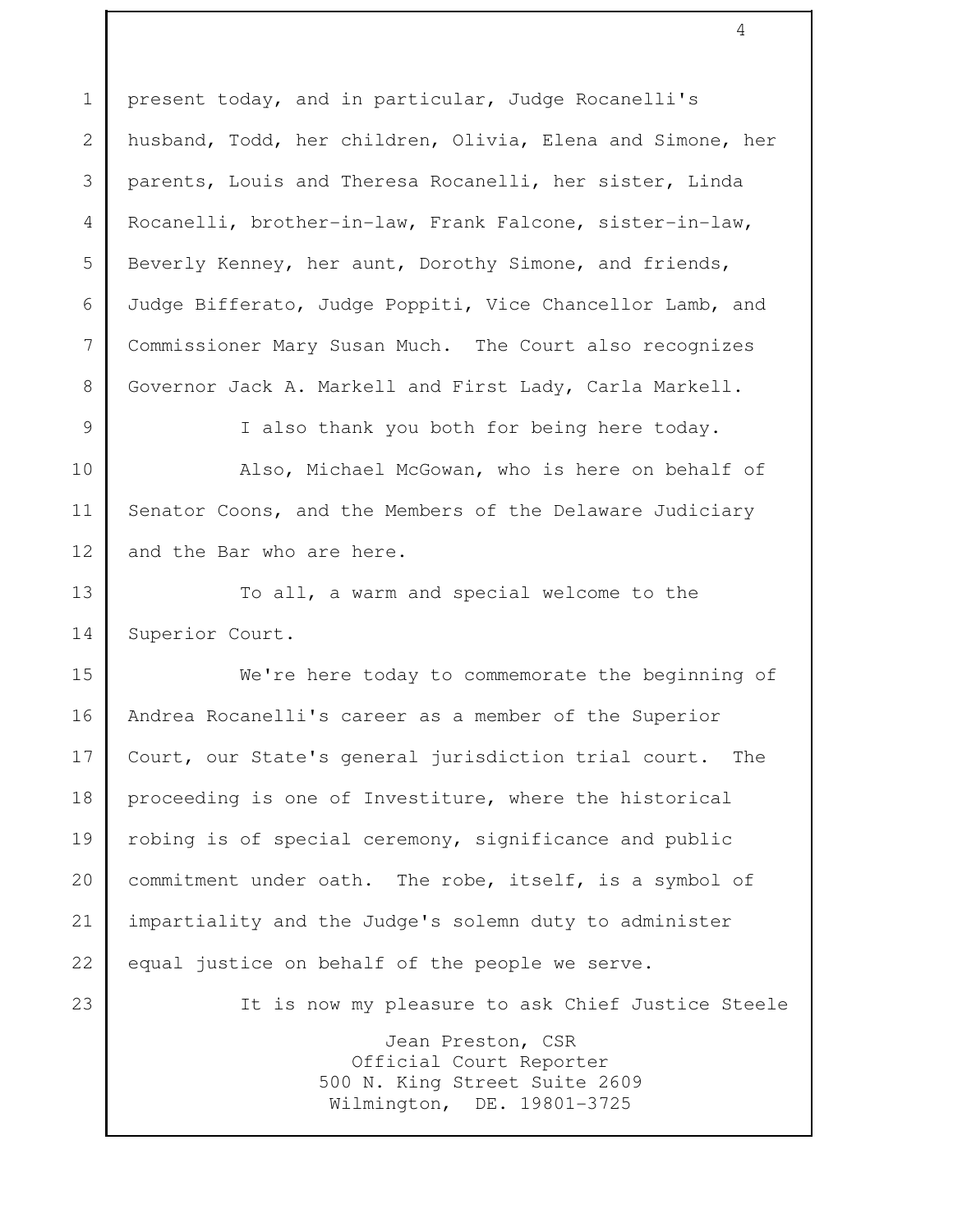present today, and in particular, Judge Rocanelli's husband, Todd, her children, Olivia, Elena and Simone, her parents, Louis and Theresa Rocanelli, her sister, Linda Rocanelli, brother-in-law, Frank Falcone, sister-in-law, Beverly Kenney, her aunt, Dorothy Simone, and friends, Judge Bifferato, Judge Poppiti, Vice Chancellor Lamb, and Commissioner Mary Susan Much. The Court also recognizes Governor Jack A. Markell and First Lady, Carla Markell.

I also thank you both for being here today.

Also, Michael McGowan, who is here on behalf of Senator Coons, and the Members of the Delaware Judiciary and the Bar who are here.

To all, a warm and special welcome to the Superior Court.

We're here today to commemorate the beginning of Andrea Rocanelli's career as a member of the Superior Court, our State's general jurisdiction trial court. The proceeding is one of Investiture, where the historical robing is of special ceremony, significance and public commitment under oath. The robe, itself, is a symbol of impartiality and the Judge's solemn duty to administer equal justice on behalf of the people we serve.

It is now my pleasure to ask Chief Justice Steele

Jean Preston, CSR
Official Court Reporter
500 N. King Street Suite 2609
Wilmington, DE. 19801-3725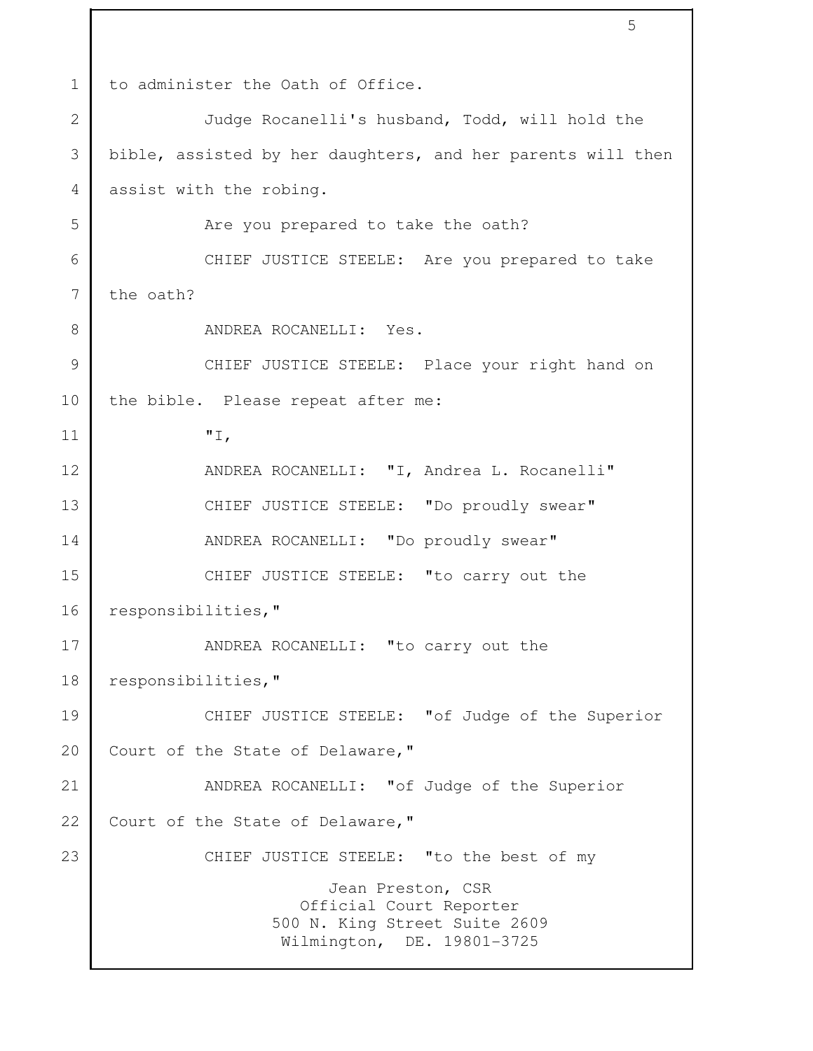to administer the Oath of Office.

Judge Rocanelli's husband, Todd, will hold the bible, assisted by her daughters, and her parents will then assist with the robing.

Are you prepared to take the oath?

CHIEF JUSTICE STEELE: Are you prepared to take the oath?

ANDREA ROCANELLI: Yes.

CHIEF JUSTICE STEELE: Place your right hand on the bible. Please repeat after me:

"I,

ANDREA ROCANELLI: "I, Andrea L. Rocanelli"

CHIEF JUSTICE STEELE: "Do proudly swear"

ANDREA ROCANELLI: "Do proudly swear"

CHIEF JUSTICE STEELE: "to carry out the responsibilities,"

ANDREA ROCANELLI: "to carry out the responsibilities,"

CHIEF JUSTICE STEELE: "of Judge of the Superior Court of the State of Delaware,"

ANDREA ROCANELLI: "of Judge of the Superior Court of the State of Delaware,"

CHIEF JUSTICE STEELE: "to the best of my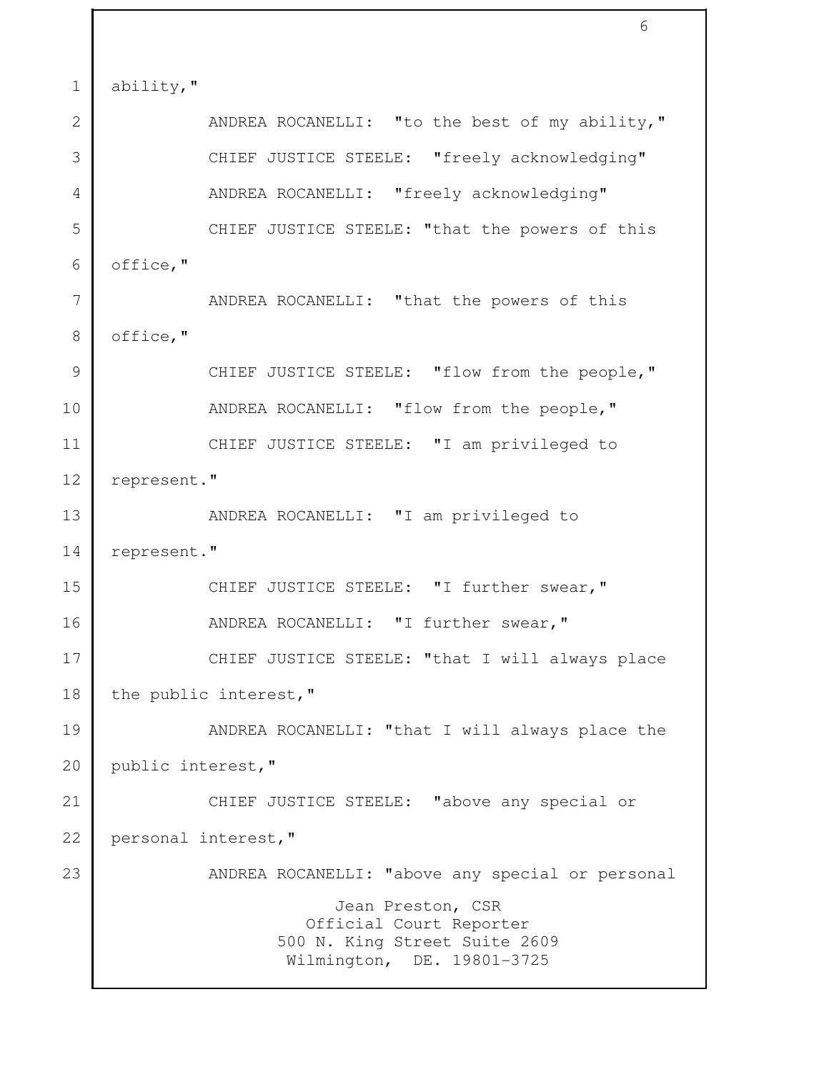ability,"

ANDREA ROCANELLI: "to the best of my ability,"

CHIEF JUSTICE STEELE: "freely acknowledging"

ANDREA ROCANELLI: "freely acknowledging"

CHIEF JUSTICE STEELE: "that the powers of this office,"

ANDREA ROCANELLI: "that the powers of this office,"

CHIEF JUSTICE STEELE: "flow from the people,"

ANDREA ROCANELLI: "flow from the people,"

CHIEF JUSTICE STEELE: "I am privileged to represent."

ANDREA ROCANELLI: "I am privileged to represent."

CHIEF JUSTICE STEELE: "I further swear,"

ANDREA ROCANELLI: "I further swear,"

CHIEF JUSTICE STEELE: "that I will always place the public interest,"

ANDREA ROCANELLI: "that I will always place the public interest,"

CHIEF JUSTICE STEELE: "above any special or personal interest,"

ANDREA ROCANELLI: "above any special or personal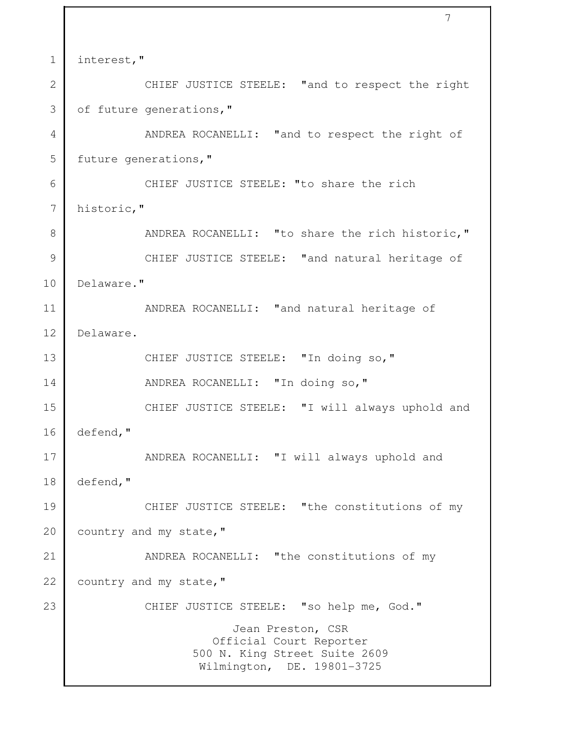interest,"

CHIEF JUSTICE STEELE: "and to respect the right of future generations,"

ANDREA ROCANELLI: "and to respect the right of future generations,"

CHIEF JUSTICE STEELE: "to share the rich historic,"

ANDREA ROCANELLI: "to share the rich historic,"

CHIEF JUSTICE STEELE: "and natural heritage of Delaware."

ANDREA ROCANELLI: "and natural heritage of Delaware.

CHIEF JUSTICE STEELE: "In doing so,"

ANDREA ROCANELLI: "In doing so,"

CHIEF JUSTICE STEELE: "I will always uphold and defend,"

ANDREA ROCANELLI: "I will always uphold and defend,"

CHIEF JUSTICE STEELE: "the constitutions of my country and my state,"

ANDREA ROCANELLI: "the constitutions of my country and my state,"

CHIEF JUSTICE STEELE: "so help me, God."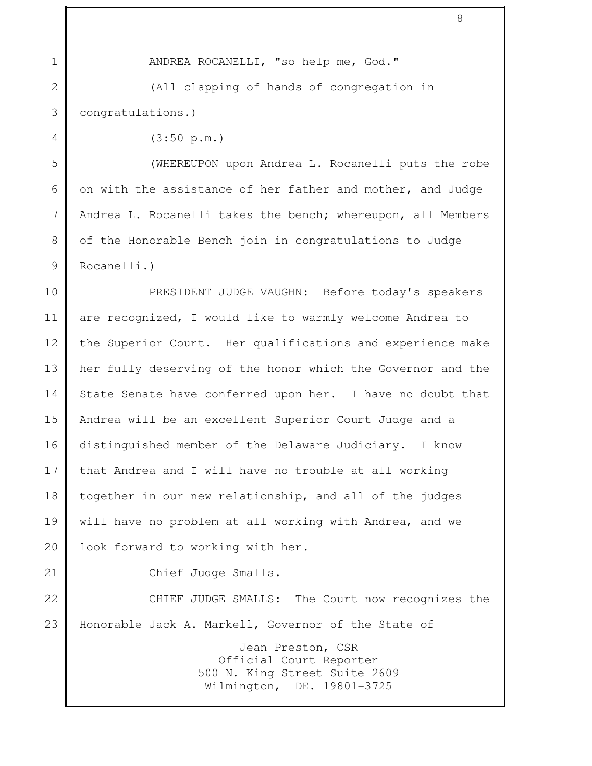ANDREA ROCANELLI, "so help me, God."

(All clapping of hands of congregation in congratulations.)

(3:50 p.m.)

(WHEREUPON upon Andrea L. Rocanelli puts the robe on with the assistance of her father and mother, and Judge Andrea L. Rocanelli takes the bench; whereupon, all Members of the Honorable Bench join in congratulations to Judge Rocanelli.)

PRESIDENT JUDGE VAUGHN: Before today's speakers are recognized, I would like to warmly welcome Andrea to the Superior Court. Her qualifications and experience make her fully deserving of the honor which the Governor and the State Senate have conferred upon her. I have no doubt that Andrea will be an excellent Superior Court Judge and a distinguished member of the Delaware Judiciary. I know that Andrea and I will have no trouble at all working together in our new relationship, and all of the judges will have no problem at all working with Andrea, and we look forward to working with her.

Chief Judge Smalls.

CHIEF JUDGE SMALLS: The Court now recognizes the Honorable Jack A. Markell, Governor of the State of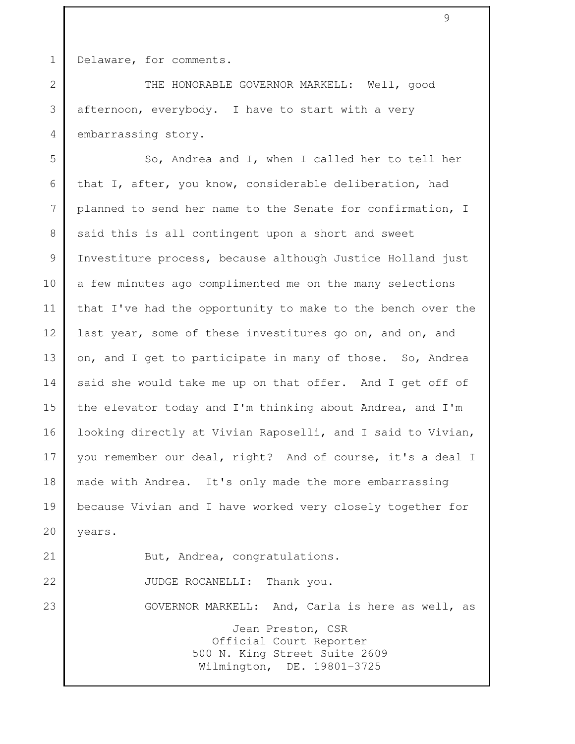Delaware, for comments.

THE HONORABLE GOVERNOR MARKELL: Well, good afternoon, everybody. I have to start with a very embarrassing story.

So, Andrea and I, when I called her to tell her that I, after, you know, considerable deliberation, had planned to send her name to the Senate for confirmation, I said this is all contingent upon a short and sweet Investiture process, because although Justice Holland just a few minutes ago complimented me on the many selections that I've had the opportunity to make to the bench over the last year, some of these investitures go on, and on, and on, and I get to participate in many of those. So, Andrea said she would take me up on that offer. And I get off of the elevator today and I'm thinking about Andrea, and I'm looking directly at Vivian Raposelli, and I said to Vivian, you remember our deal, right? And of course, it's a deal I made with Andrea. It's only made the more embarrassing because Vivian and I have worked very closely together for years.

But, Andrea, congratulations.

JUDGE ROCANELLI: Thank you.

GOVERNOR MARKELL: And, Carla is here as well, as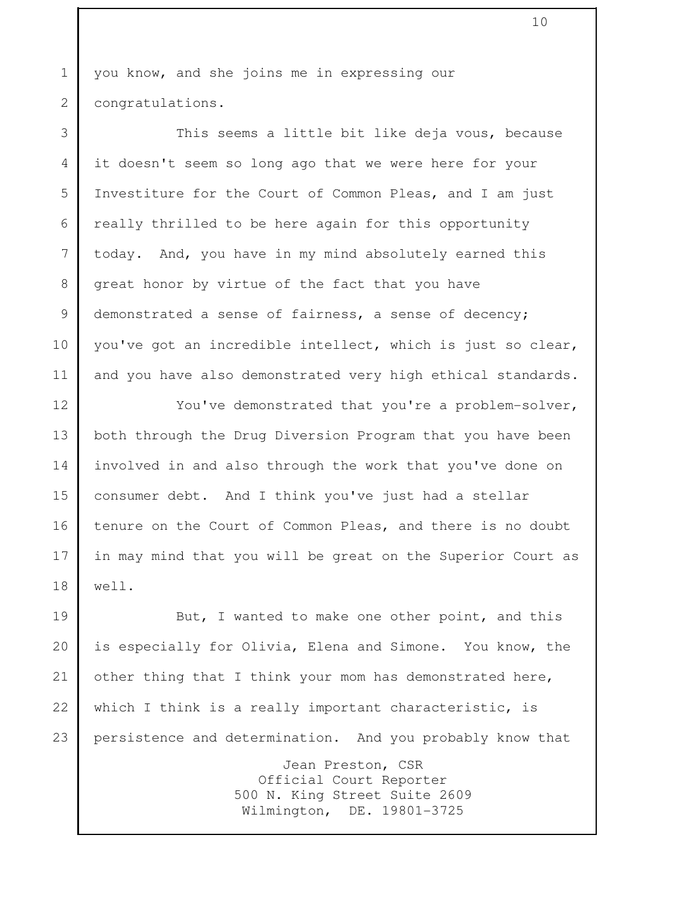you know, and she joins me in expressing our congratulations.

This seems a little bit like deja vous, because it doesn't seem so long ago that we were here for your Investiture for the Court of Common Pleas, and I am just really thrilled to be here again for this opportunity today. And, you have in my mind absolutely earned this great honor by virtue of the fact that you have demonstrated a sense of fairness, a sense of decency; you've got an incredible intellect, which is just so clear, and you have also demonstrated very high ethical standards.

You've demonstrated that you're a problem-solver, both through the Drug Diversion Program that you have been involved in and also through the work that you've done on consumer debt. And I think you've just had a stellar tenure on the Court of Common Pleas, and there is no doubt in may mind that you will be great on the Superior Court as well.

But, I wanted to make one other point, and this is especially for Olivia, Elena and Simone. You know, the other thing that I think your mom has demonstrated here, which I think is a really important characteristic, is persistence and determination. And you probably know that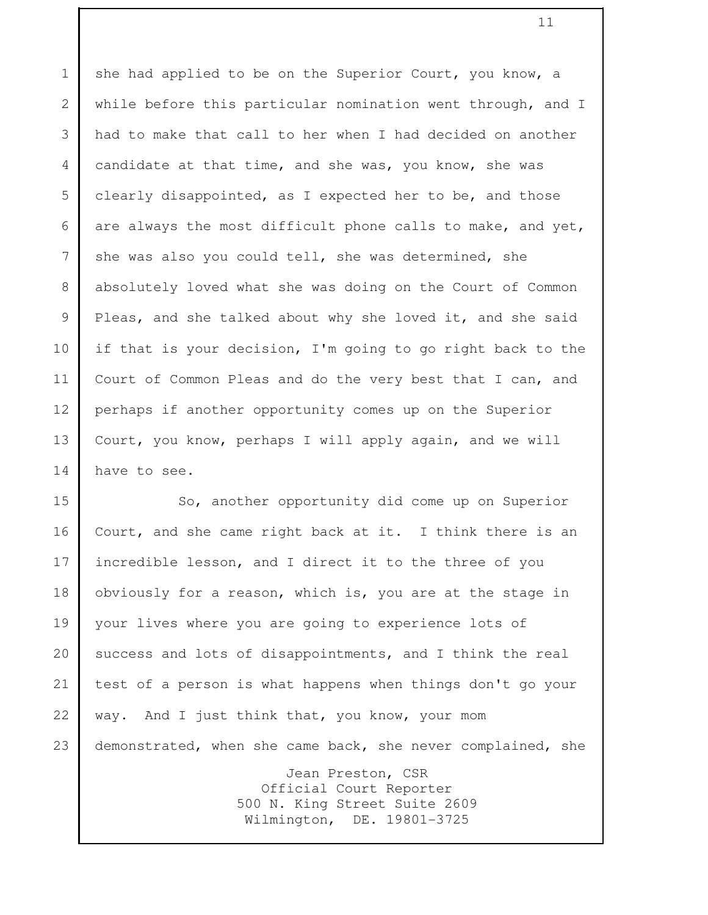she had applied to be on the Superior Court, you know, a while before this particular nomination went through, and I had to make that call to her when I had decided on another candidate at that time, and she was, you know, she was clearly disappointed, as I expected her to be, and those are always the most difficult phone calls to make, and yet, she was also you could tell, she was determined, she absolutely loved what she was doing on the Court of Common Pleas, and she talked about why she loved it, and she said if that is your decision, I'm going to go right back to the Court of Common Pleas and do the very best that I can, and perhaps if another opportunity comes up on the Superior Court, you know, perhaps I will apply again, and we will have to see.

So, another opportunity did come up on Superior Court, and she came right back at it. I think there is an incredible lesson, and I direct it to the three of you obviously for a reason, which is, you are at the stage in your lives where you are going to experience lots of success and lots of disappointments, and I think the real test of a person is what happens when things don't go your way. And I just think that, you know, your mom demonstrated, when she came back, she never complained, she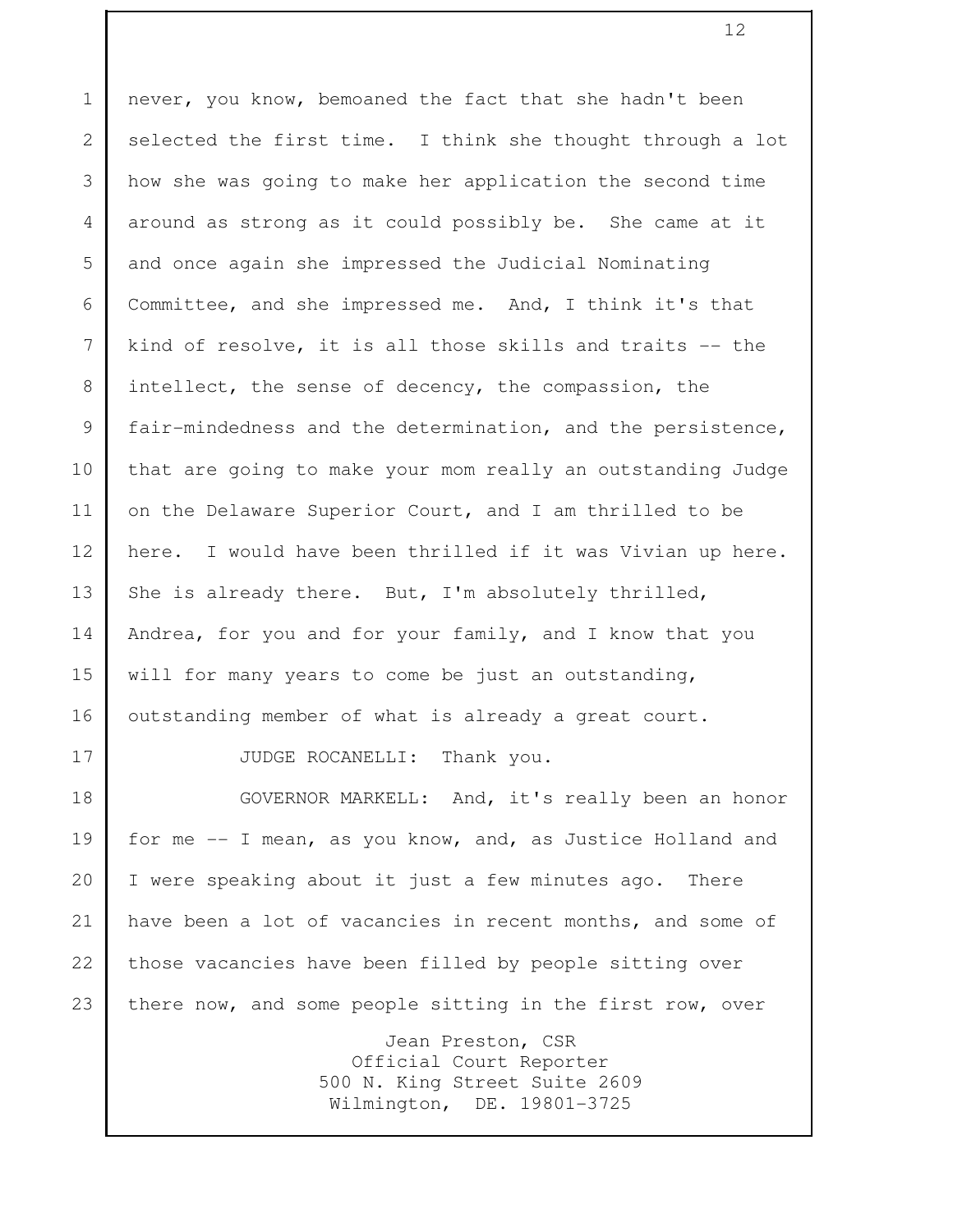never, you know, bemoaned the fact that she hadn't been selected the first time. I think she thought through a lot how she was going to make her application the second time around as strong as it could possibly be. She came at it and once again she impressed the Judicial Nominating Committee, and she impressed me. And, I think it's that kind of resolve, it is all those skills and traits -- the intellect, the sense of decency, the compassion, the fair-mindedness and the determination, and the persistence, that are going to make your mom really an outstanding Judge on the Delaware Superior Court, and I am thrilled to be here. I would have been thrilled if it was Vivian up here. She is already there. But, I'm absolutely thrilled, Andrea, for you and for your family, and I know that you will for many years to come be just an outstanding, outstanding member of what is already a great court.

JUDGE ROCANELLI: Thank you.

GOVERNOR MARKELL: And, it's really been an honor for me -- I mean, as you know, and, as Justice Holland and I were speaking about it just a few minutes ago. There have been a lot of vacancies in recent months, and some of those vacancies have been filled by people sitting over there now, and some people sitting in the first row, over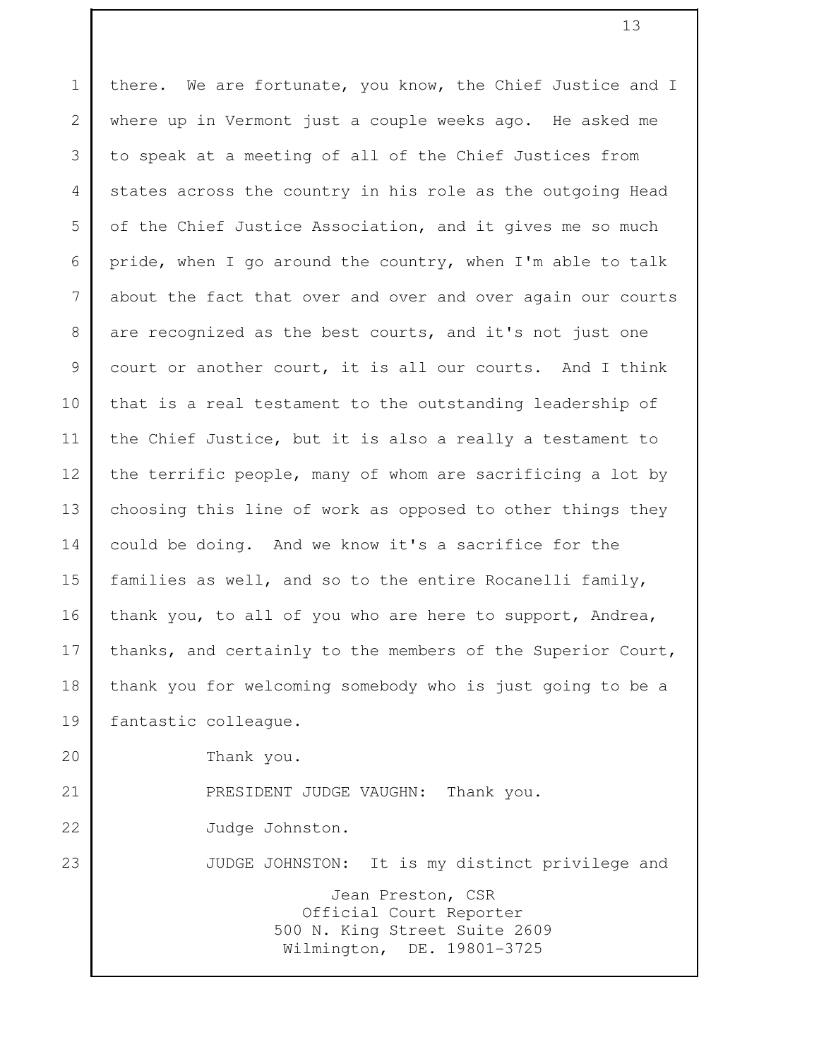there. We are fortunate, you know, the Chief Justice and I where up in Vermont just a couple weeks ago. He asked me to speak at a meeting of all of the Chief Justices from states across the country in his role as the outgoing Head of the Chief Justice Association, and it gives me so much pride, when I go around the country, when I'm able to talk about the fact that over and over and over again our courts are recognized as the best courts, and it's not just one court or another court, it is all our courts. And I think that is a real testament to the outstanding leadership of the Chief Justice, but it is also a really a testament to the terrific people, many of whom are sacrificing a lot by choosing this line of work as opposed to other things they could be doing. And we know it's a sacrifice for the families as well, and so to the entire Rocanelli family, thank you, to all of you who are here to support, Andrea, thanks, and certainly to the members of the Superior Court, thank you for welcoming somebody who is just going to be a fantastic colleague.

Thank you.

PRESIDENT JUDGE VAUGHN: Thank you.

Judge Johnston.

JUDGE JOHNSTON: It is my distinct privilege and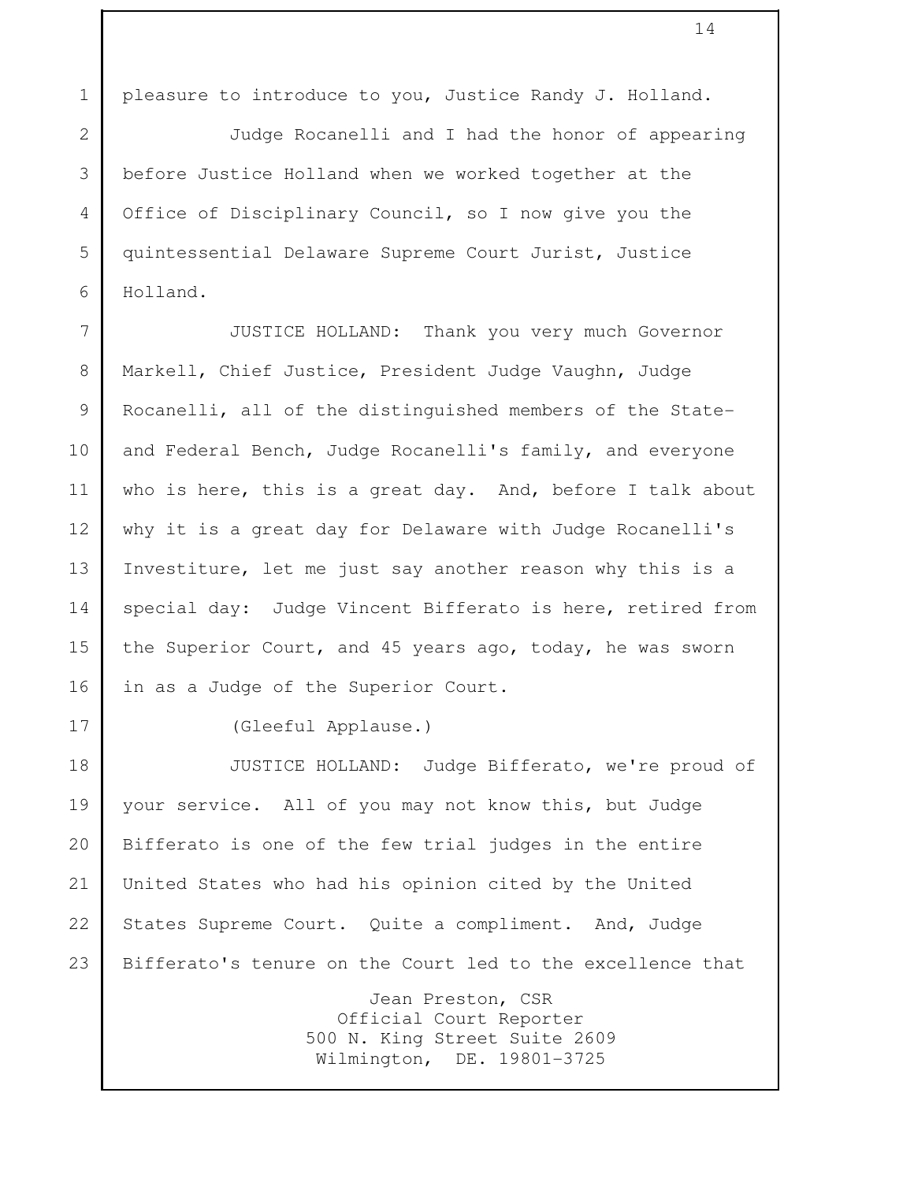pleasure to introduce to you, Justice Randy J. Holland.

Judge Rocanelli and I had the honor of appearing before Justice Holland when we worked together at the Office of Disciplinary Council, so I now give you the quintessential Delaware Supreme Court Jurist, Justice Holland.

JUSTICE HOLLAND: Thank you very much Governor Markell, Chief Justice, President Judge Vaughn, Judge Rocanelli, all of the distinguished members of the State- and Federal Bench, Judge Rocanelli's family, and everyone who is here, this is a great day. And, before I talk about why it is a great day for Delaware with Judge Rocanelli's Investiture, let me just say another reason why this is a special day: Judge Vincent Bifferato is here, retired from the Superior Court, and 45 years ago, today, he was sworn in as a Judge of the Superior Court.

(Gleeful Applause.)

JUSTICE HOLLAND: Judge Bifferato, we're proud of your service. All of you may not know this, but Judge Bifferato is one of the few trial judges in the entire United States who had his opinion cited by the United States Supreme Court. Quite a compliment. And, Judge Bifferato's tenure on the Court led to the excellence that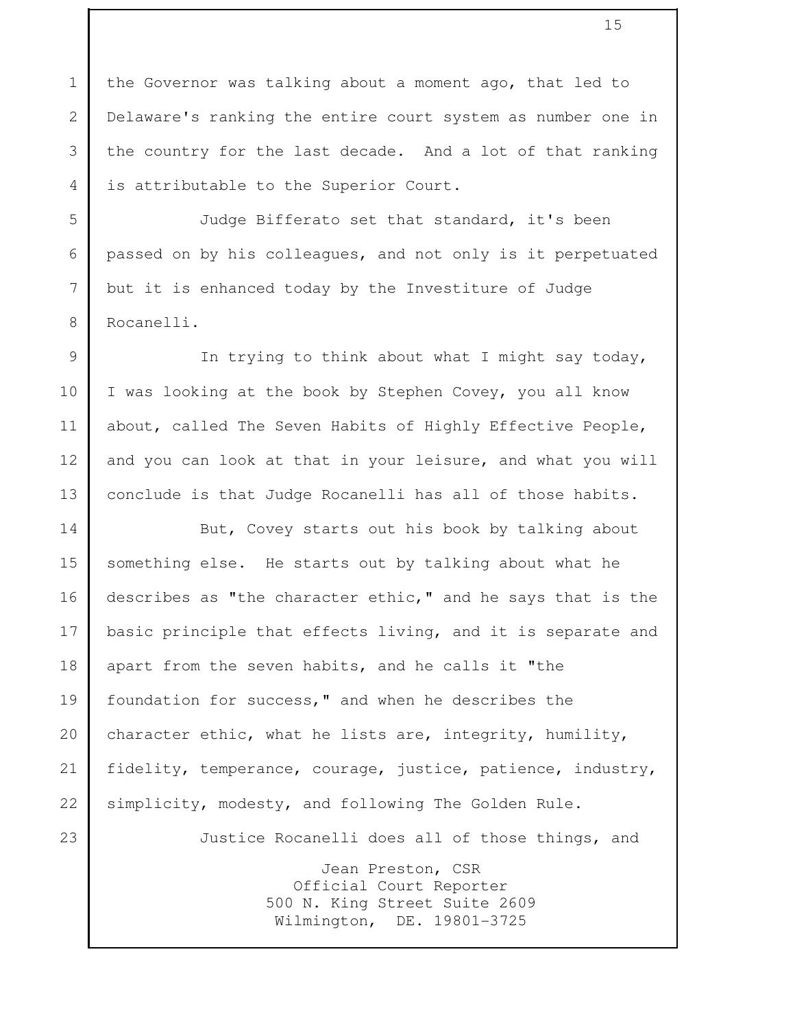the Governor was talking about a moment ago, that led to Delaware's ranking the entire court system as number one in the country for the last decade. And a lot of that ranking is attributable to the Superior Court.

Judge Bifferato set that standard, it's been passed on by his colleagues, and not only is it perpetuated but it is enhanced today by the Investiture of Judge Rocanelli.

In trying to think about what I might say today, I was looking at the book by Stephen Covey, you all know about, called The Seven Habits of Highly Effective People, and you can look at that in your leisure, and what you will conclude is that Judge Rocanelli has all of those habits.

But, Covey starts out his book by talking about something else. He starts out by talking about what he describes as "the character ethic," and he says that is the basic principle that effects living, and it is separate and apart from the seven habits, and he calls it "the foundation for success," and when he describes the character ethic, what he lists are, integrity, humility, fidelity, temperance, courage, justice, patience, industry, simplicity, modesty, and following The Golden Rule.

Justice Rocanelli does all of those things, and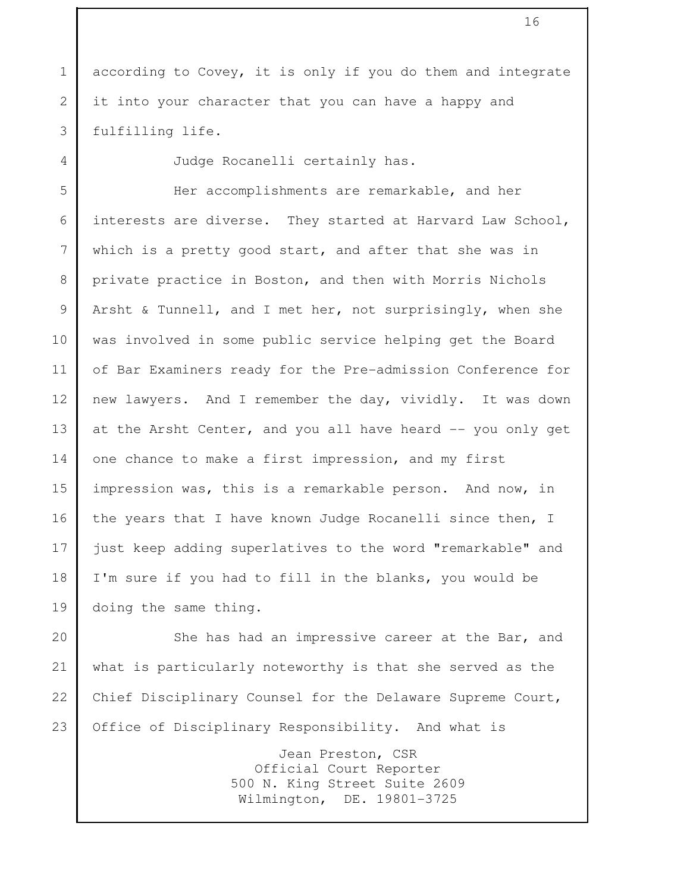according to Covey, it is only if you do them and integrate it into your character that you can have a happy and fulfilling life.

Judge Rocanelli certainly has.

Her accomplishments are remarkable, and her interests are diverse. They started at Harvard Law School, which is a pretty good start, and after that she was in private practice in Boston, and then with Morris Nichols Arsht & Tunnell, and I met her, not surprisingly, when she was involved in some public service helping get the Board of Bar Examiners ready for the Pre-admission Conference for new lawyers. And I remember the day, vividly. It was down at the Arsht Center, and you all have heard -- you only get one chance to make a first impression, and my first impression was, this is a remarkable person. And now, in the years that I have known Judge Rocanelli since then, I just keep adding superlatives to the word "remarkable" and I'm sure if you had to fill in the blanks, you would be doing the same thing.

She has had an impressive career at the Bar, and what is particularly noteworthy is that she served as the Chief Disciplinary Counsel for the Delaware Supreme Court, Office of Disciplinary Responsibility. And what is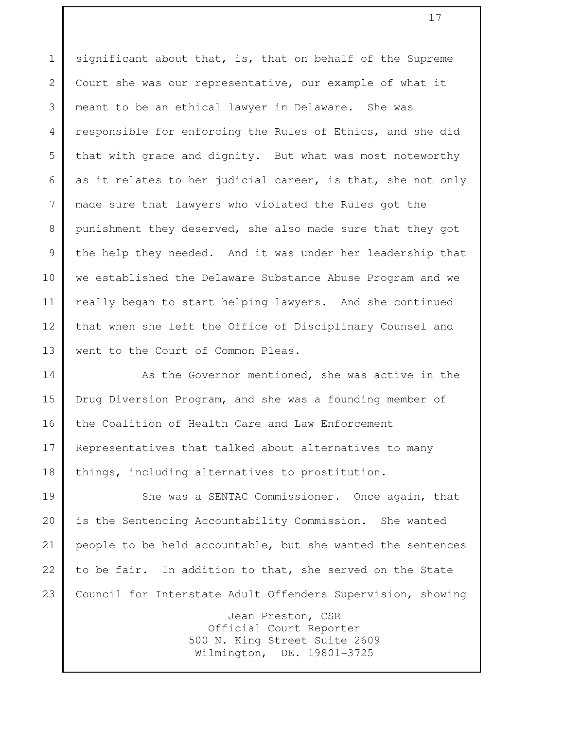significant about that, is, that on behalf of the Supreme Court she was our representative, our example of what it meant to be an ethical lawyer in Delaware. She was responsible for enforcing the Rules of Ethics, and she did that with grace and dignity. But what was most noteworthy as it relates to her judicial career, is that, she not only made sure that lawyers who violated the Rules got the punishment they deserved, she also made sure that they got the help they needed. And it was under her leadership that we established the Delaware Substance Abuse Program and we really began to start helping lawyers. And she continued that when she left the Office of Disciplinary Counsel and went to the Court of Common Pleas.

As the Governor mentioned, she was active in the Drug Diversion Program, and she was a founding member of the Coalition of Health Care and Law Enforcement Representatives that talked about alternatives to many things, including alternatives to prostitution.

She was a SENTAC Commissioner. Once again, that is the Sentencing Accountability Commission. She wanted people to be held accountable, but she wanted the sentences to be fair. In addition to that, she served on the State Council for Interstate Adult Offenders Supervision, showing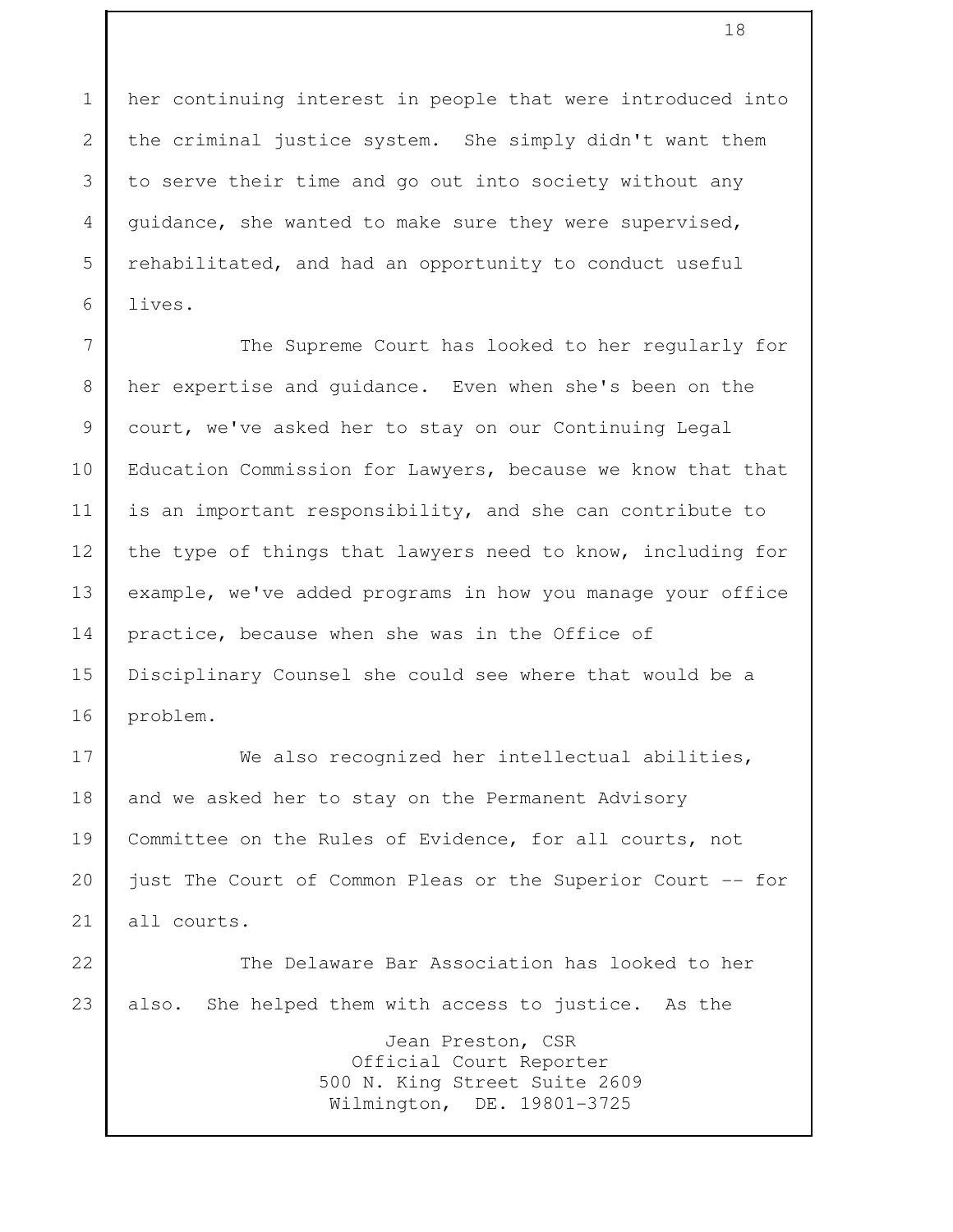her continuing interest in people that were introduced into the criminal justice system. She simply didn't want them to serve their time and go out into society without any guidance, she wanted to make sure they were supervised, rehabilitated, and had an opportunity to conduct useful lives.

The Supreme Court has looked to her regularly for her expertise and guidance. Even when she's been on the court, we've asked her to stay on our Continuing Legal Education Commission for Lawyers, because we know that that is an important responsibility, and she can contribute to the type of things that lawyers need to know, including for example, we've added programs in how you manage your office practice, because when she was in the Office of Disciplinary Counsel she could see where that would be a problem.

We also recognized her intellectual abilities, and we asked her to stay on the Permanent Advisory Committee on the Rules of Evidence, for all courts, not just The Court of Common Pleas or the Superior Court -- for all courts.

The Delaware Bar Association has looked to her also. She helped them with access to justice. As the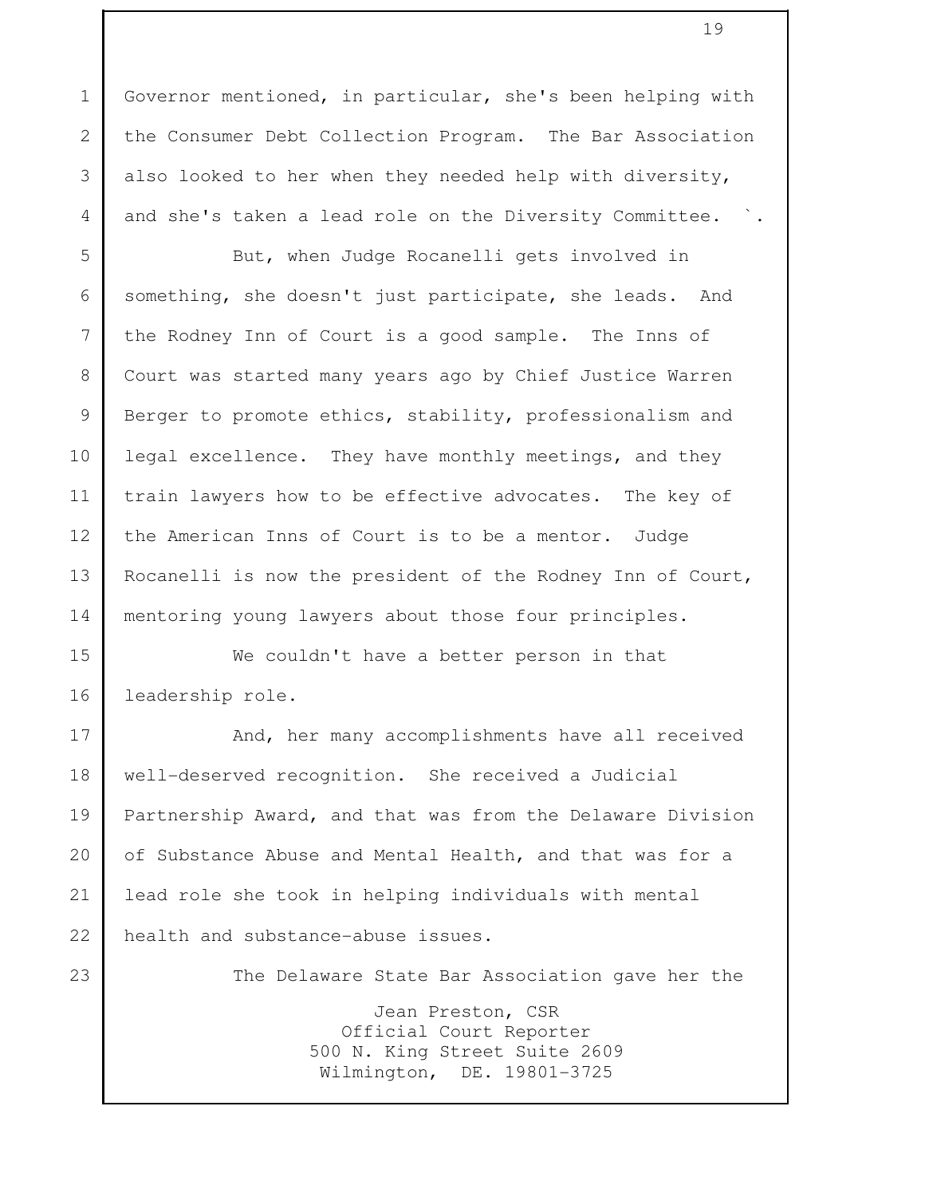Governor mentioned, in particular, she's been helping with the Consumer Debt Collection Program. The Bar Association also looked to her when they needed help with diversity, and she's taken a lead role on the Diversity Committee. `.

But, when Judge Rocanelli gets involved in something, she doesn't just participate, she leads. And the Rodney Inn of Court is a good sample. The Inns of Court was started many years ago by Chief Justice Warren Berger to promote ethics, stability, professionalism and legal excellence. They have monthly meetings, and they train lawyers how to be effective advocates. The key of the American Inns of Court is to be a mentor. Judge Rocanelli is now the president of the Rodney Inn of Court, mentoring young lawyers about those four principles.

We couldn't have a better person in that leadership role.

And, her many accomplishments have all received well-deserved recognition. She received a Judicial Partnership Award, and that was from the Delaware Division of Substance Abuse and Mental Health, and that was for a lead role she took in helping individuals with mental health and substance-abuse issues.

The Delaware State Bar Association gave her the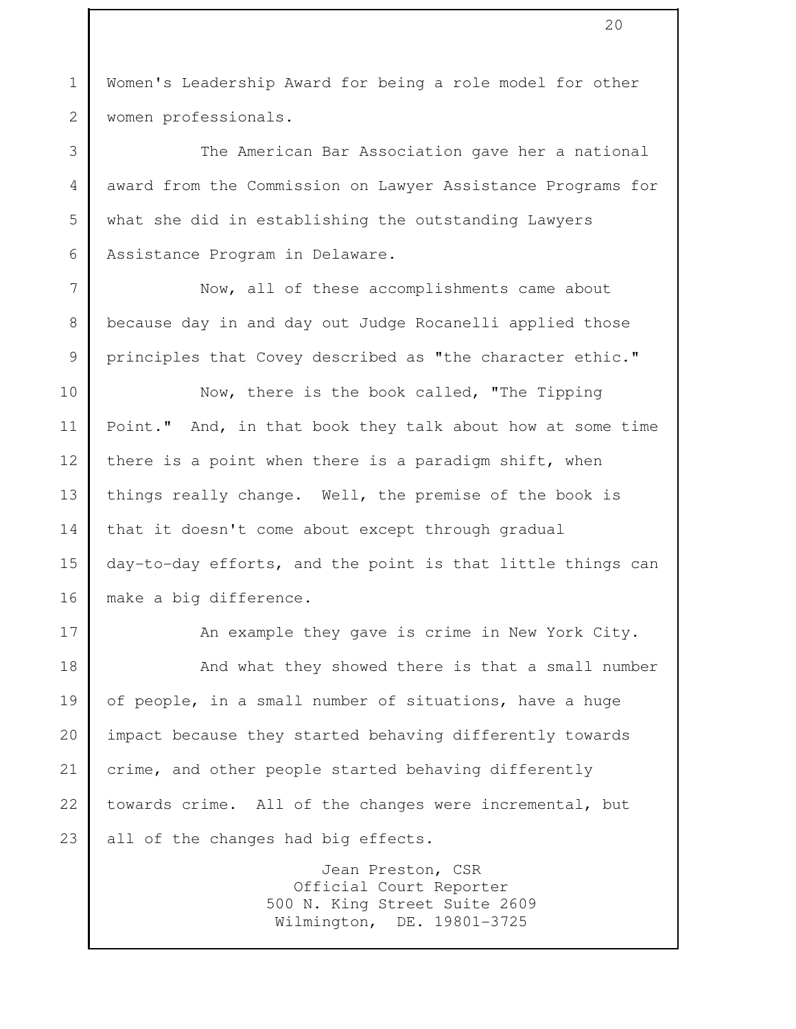Women's Leadership Award for being a role model for other women professionals.

The American Bar Association gave her a national award from the Commission on Lawyer Assistance Programs for what she did in establishing the outstanding Lawyers Assistance Program in Delaware.

Now, all of these accomplishments came about because day in and day out Judge Rocanelli applied those principles that Covey described as "the character ethic."

Now, there is the book called, "The Tipping Point." And, in that book they talk about how at some time there is a point when there is a paradigm shift, when things really change. Well, the premise of the book is that it doesn't come about except through gradual day-to-day efforts, and the point is that little things can make a big difference.

An example they gave is crime in New York City.

And what they showed there is that a small number of people, in a small number of situations, have a huge impact because they started behaving differently towards crime, and other people started behaving differently towards crime. All of the changes were incremental, but all of the changes had big effects.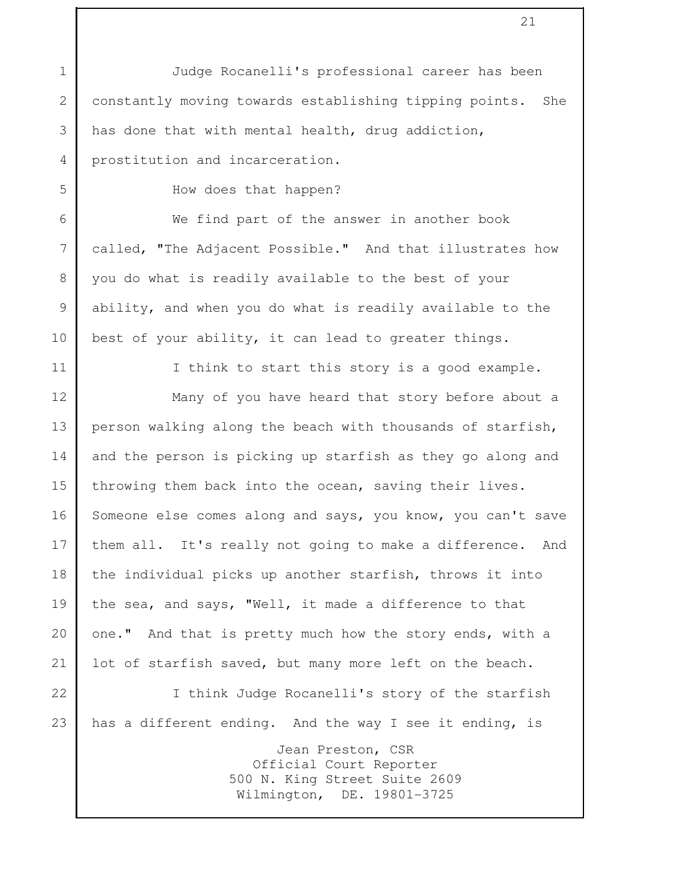Judge Rocanelli's professional career has been constantly moving towards establishing tipping points. She has done that with mental health, drug addiction, prostitution and incarceration.

How does that happen?

We find part of the answer in another book called, "The Adjacent Possible." And that illustrates how you do what is readily available to the best of your ability, and when you do what is readily available to the best of your ability, it can lead to greater things.

I think to start this story is a good example.

Many of you have heard that story before about a person walking along the beach with thousands of starfish, and the person is picking up starfish as they go along and throwing them back into the ocean, saving their lives. Someone else comes along and says, you know, you can't save them all. It's really not going to make a difference. And the individual picks up another starfish, throws it into the sea, and says, "Well, it made a difference to that one." And that is pretty much how the story ends, with a lot of starfish saved, but many more left on the beach.

I think Judge Rocanelli's story of the starfish has a different ending. And the way I see it ending, is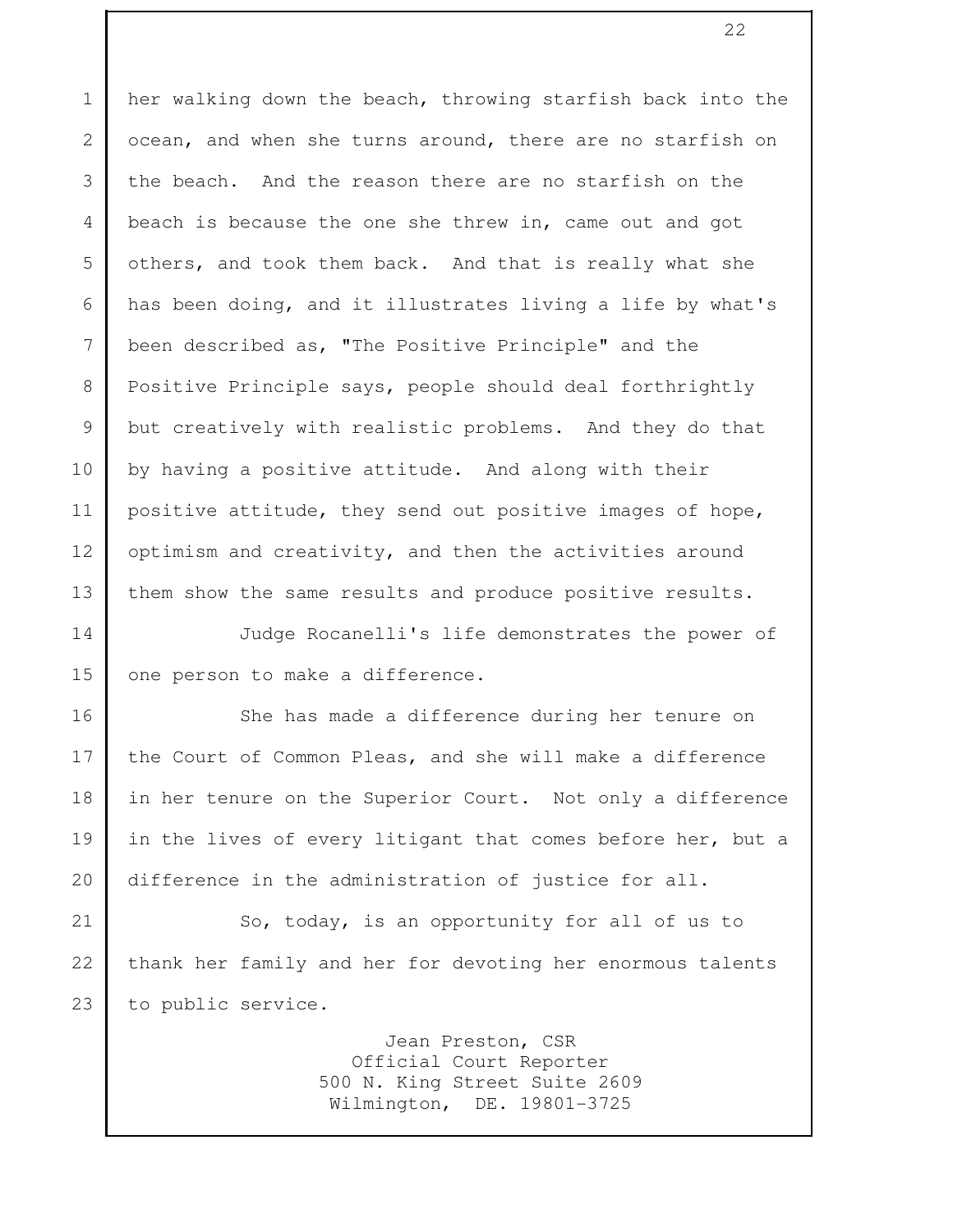her walking down the beach, throwing starfish back into the ocean, and when she turns around, there are no starfish on the beach. And the reason there are no starfish on the beach is because the one she threw in, came out and got others, and took them back. And that is really what she has been doing, and it illustrates living a life by what's been described as, "The Positive Principle" and the Positive Principle says, people should deal forthrightly but creatively with realistic problems. And they do that by having a positive attitude. And along with their positive attitude, they send out positive images of hope, optimism and creativity, and then the activities around them show the same results and produce positive results.

Judge Rocanelli's life demonstrates the power of one person to make a difference.

She has made a difference during her tenure on the Court of Common Pleas, and she will make a difference in her tenure on the Superior Court. Not only a difference in the lives of every litigant that comes before her, but a difference in the administration of justice for all.

So, today, is an opportunity for all of us to thank her family and her for devoting her enormous talents to public service.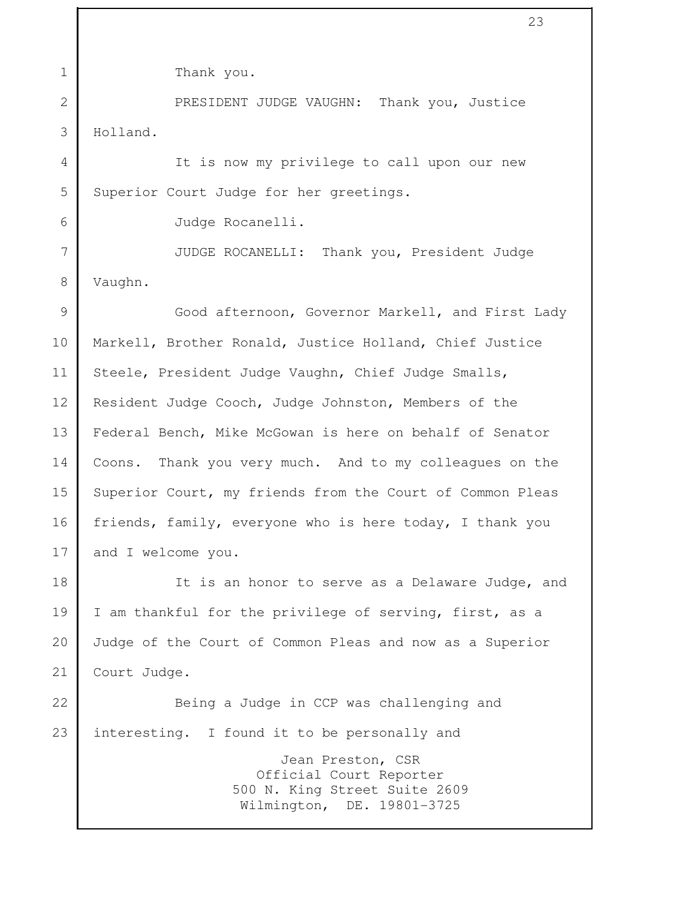Thank you.

PRESIDENT JUDGE VAUGHN: Thank you, Justice Holland.

It is now my privilege to call upon our new Superior Court Judge for her greetings.

Judge Rocanelli.

JUDGE ROCANELLI: Thank you, President Judge Vaughn.

Good afternoon, Governor Markell, and First Lady Markell, Brother Ronald, Justice Holland, Chief Justice Steele, President Judge Vaughn, Chief Judge Smalls, Resident Judge Cooch, Judge Johnston, Members of the Federal Bench, Mike McGowan is here on behalf of Senator Coons. Thank you very much. And to my colleagues on the Superior Court, my friends from the Court of Common Pleas friends, family, everyone who is here today, I thank you and I welcome you.

It is an honor to serve as a Delaware Judge, and I am thankful for the privilege of serving, first, as a Judge of the Court of Common Pleas and now as a Superior Court Judge.

Being a Judge in CCP was challenging and interesting. I found it to be personally and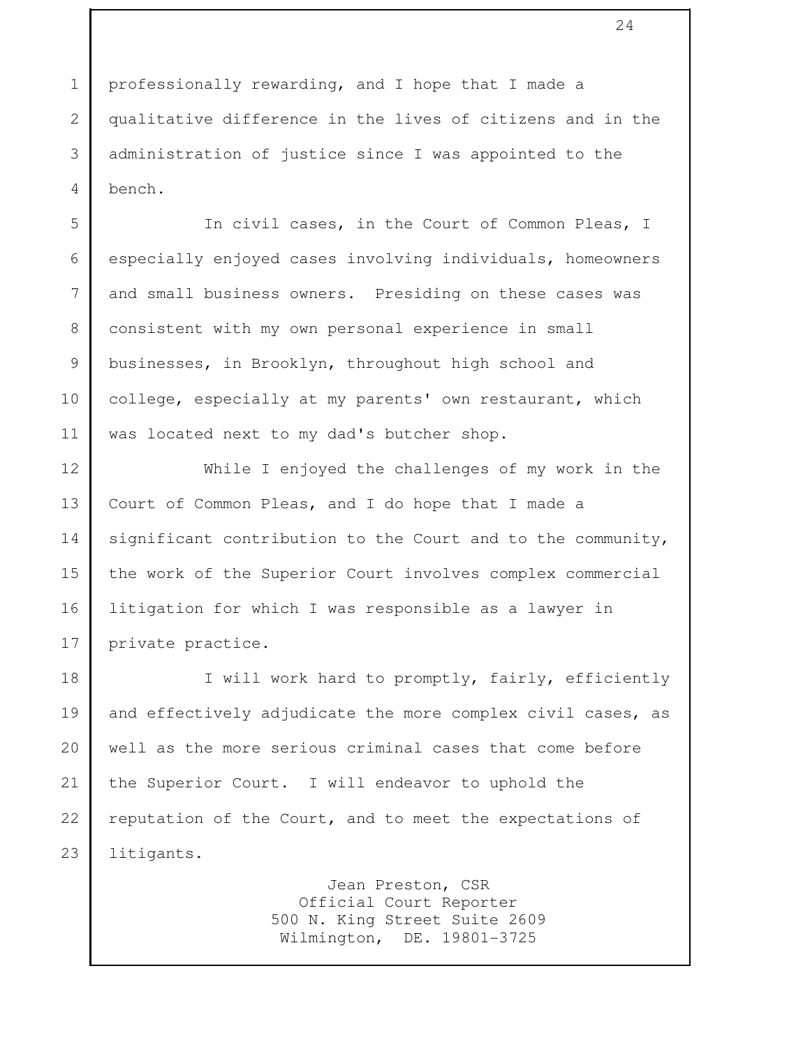professionally rewarding, and I hope that I made a qualitative difference in the lives of citizens and in the administration of justice since I was appointed to the bench.

In civil cases, in the Court of Common Pleas, I especially enjoyed cases involving individuals, homeowners and small business owners. Presiding on these cases was consistent with my own personal experience in small businesses, in Brooklyn, throughout high school and college, especially at my parents' own restaurant, which was located next to my dad's butcher shop.

While I enjoyed the challenges of my work in the Court of Common Pleas, and I do hope that I made a significant contribution to the Court and to the community, the work of the Superior Court involves complex commercial litigation for which I was responsible as a lawyer in private practice.

I will work hard to promptly, fairly, efficiently and effectively adjudicate the more complex civil cases, as well as the more serious criminal cases that come before the Superior Court. I will endeavor to uphold the reputation of the Court, and to meet the expectations of litigants.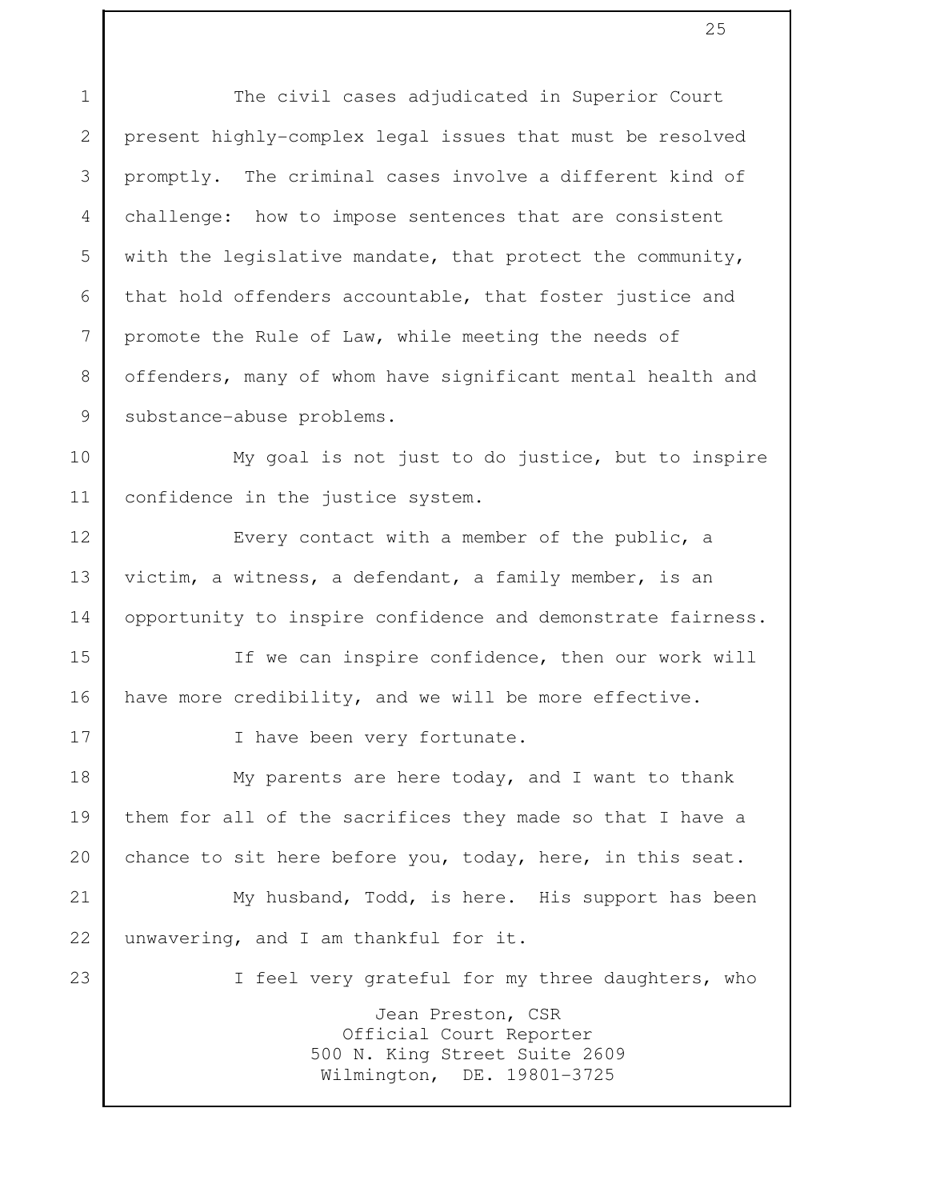The civil cases adjudicated in Superior Court present highly-complex legal issues that must be resolved promptly. The criminal cases involve a different kind of challenge: how to impose sentences that are consistent with the legislative mandate, that protect the community, that hold offenders accountable, that foster justice and promote the Rule of Law, while meeting the needs of offenders, many of whom have significant mental health and substance-abuse problems.

My goal is not just to do justice, but to inspire confidence in the justice system.

Every contact with a member of the public, a victim, a witness, a defendant, a family member, is an opportunity to inspire confidence and demonstrate fairness.

If we can inspire confidence, then our work will have more credibility, and we will be more effective.

I have been very fortunate.

My parents are here today, and I want to thank them for all of the sacrifices they made so that I have a chance to sit here before you, today, here, in this seat.

My husband, Todd, is here. His support has been unwavering, and I am thankful for it.

I feel very grateful for my three daughters, who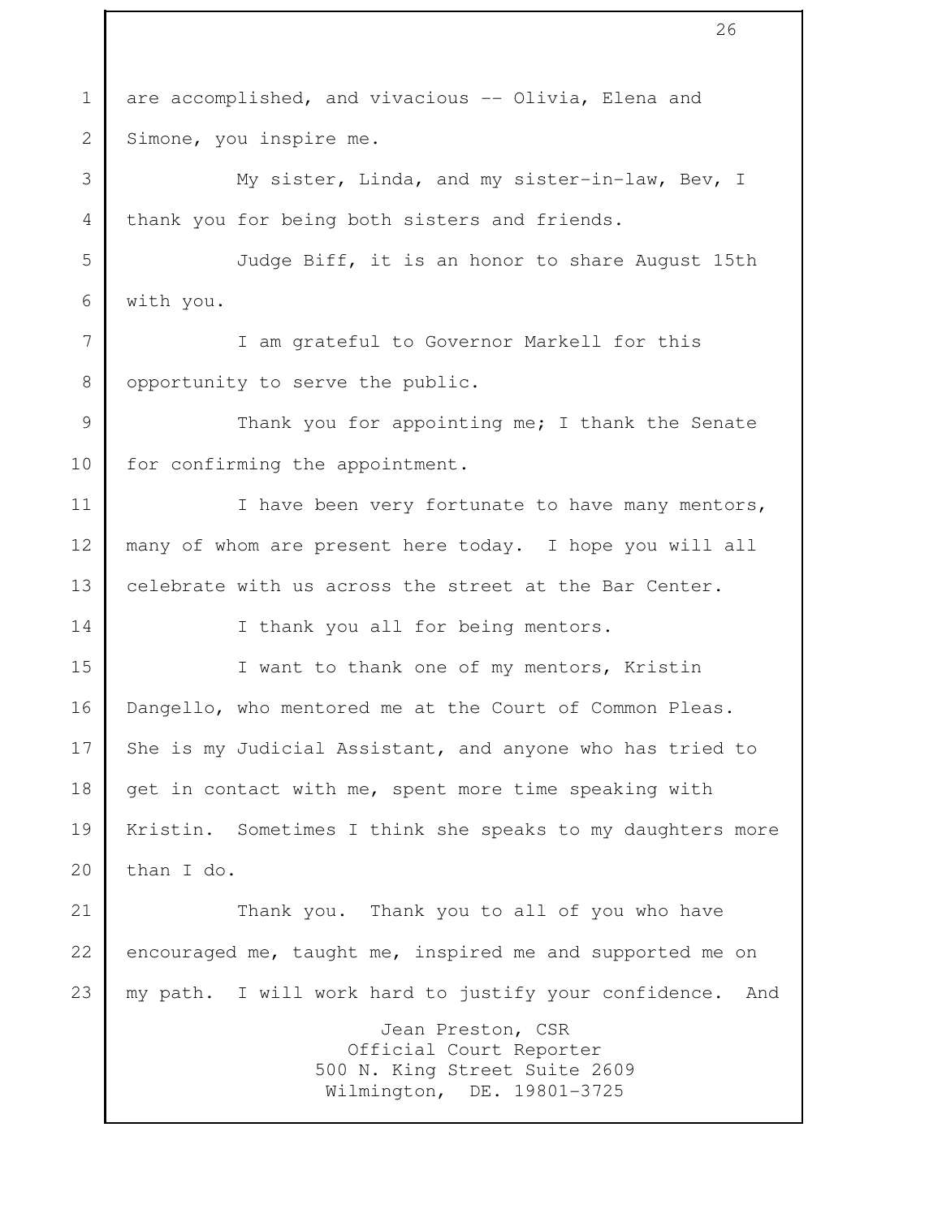are accomplished, and vivacious -- Olivia, Elena and Simone, you inspire me.

My sister, Linda, and my sister-in-law, Bev, I thank you for being both sisters and friends.

Judge Biff, it is an honor to share August 15th with you.

I am grateful to Governor Markell for this opportunity to serve the public.

Thank you for appointing me; I thank the Senate for confirming the appointment.

I have been very fortunate to have many mentors, many of whom are present here today. I hope you will all celebrate with us across the street at the Bar Center.

I thank you all for being mentors.

I want to thank one of my mentors, Kristin Dangello, who mentored me at the Court of Common Pleas. She is my Judicial Assistant, and anyone who has tried to get in contact with me, spent more time speaking with Kristin. Sometimes I think she speaks to my daughters more than I do.

Thank you. Thank you to all of you who have encouraged me, taught me, inspired me and supported me on my path. I will work hard to justify your confidence. And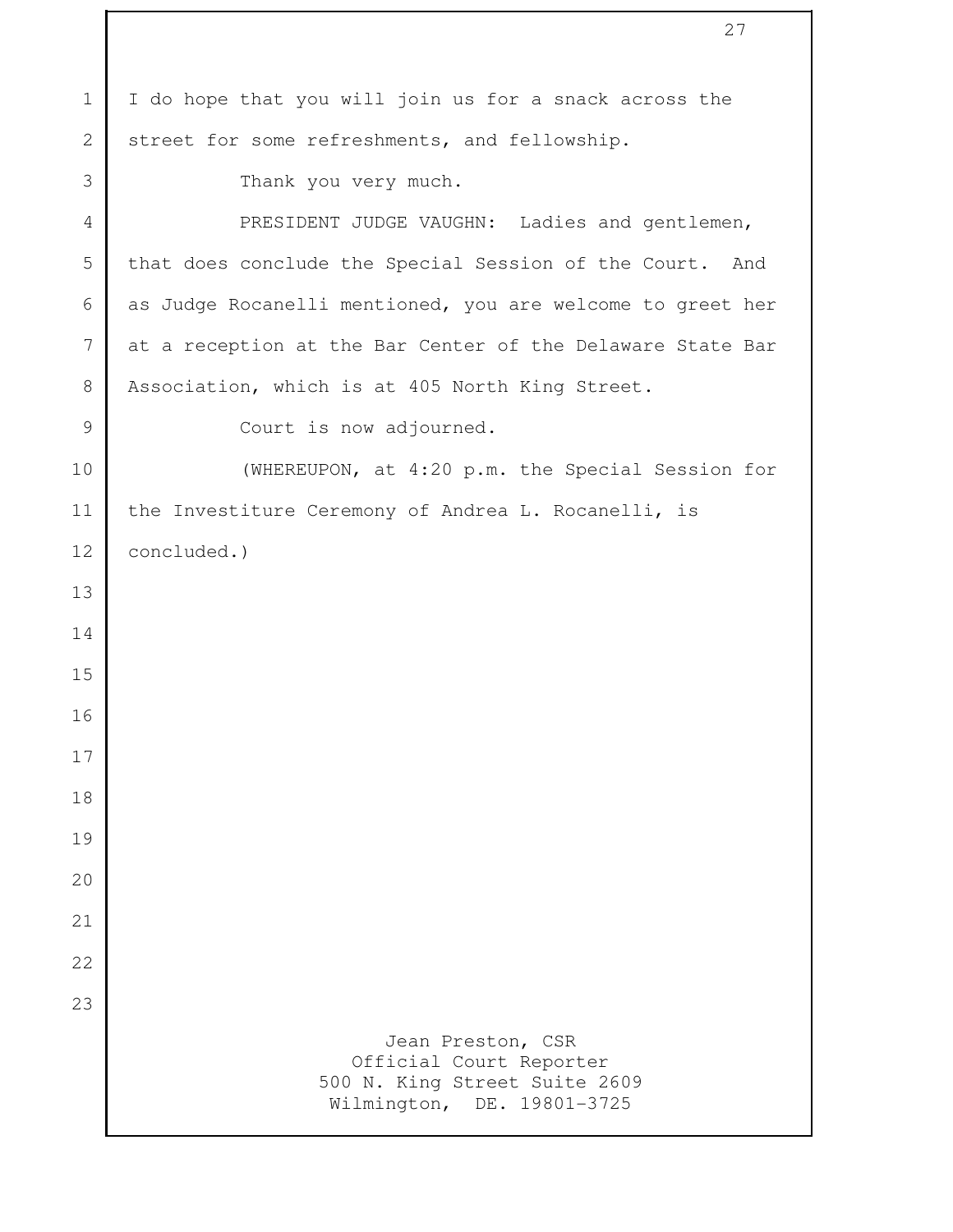I do hope that you will join us for a snack across the street for some refreshments, and fellowship.

Thank you very much.

PRESIDENT JUDGE VAUGHN: Ladies and gentlemen, that does conclude the Special Session of the Court. And as Judge Rocanelli mentioned, you are welcome to greet her at a reception at the Bar Center of the Delaware State Bar Association, which is at 405 North King Street.

Court is now adjourned.

(WHEREUPON, at 4:20 p.m. the Special Session for the Investiture Ceremony of Andrea L. Rocanelli, is concluded.)

Jean Preston, CSR
Official Court Reporter
500 N. King Street Suite 2609
Wilmington, DE. 19801-3725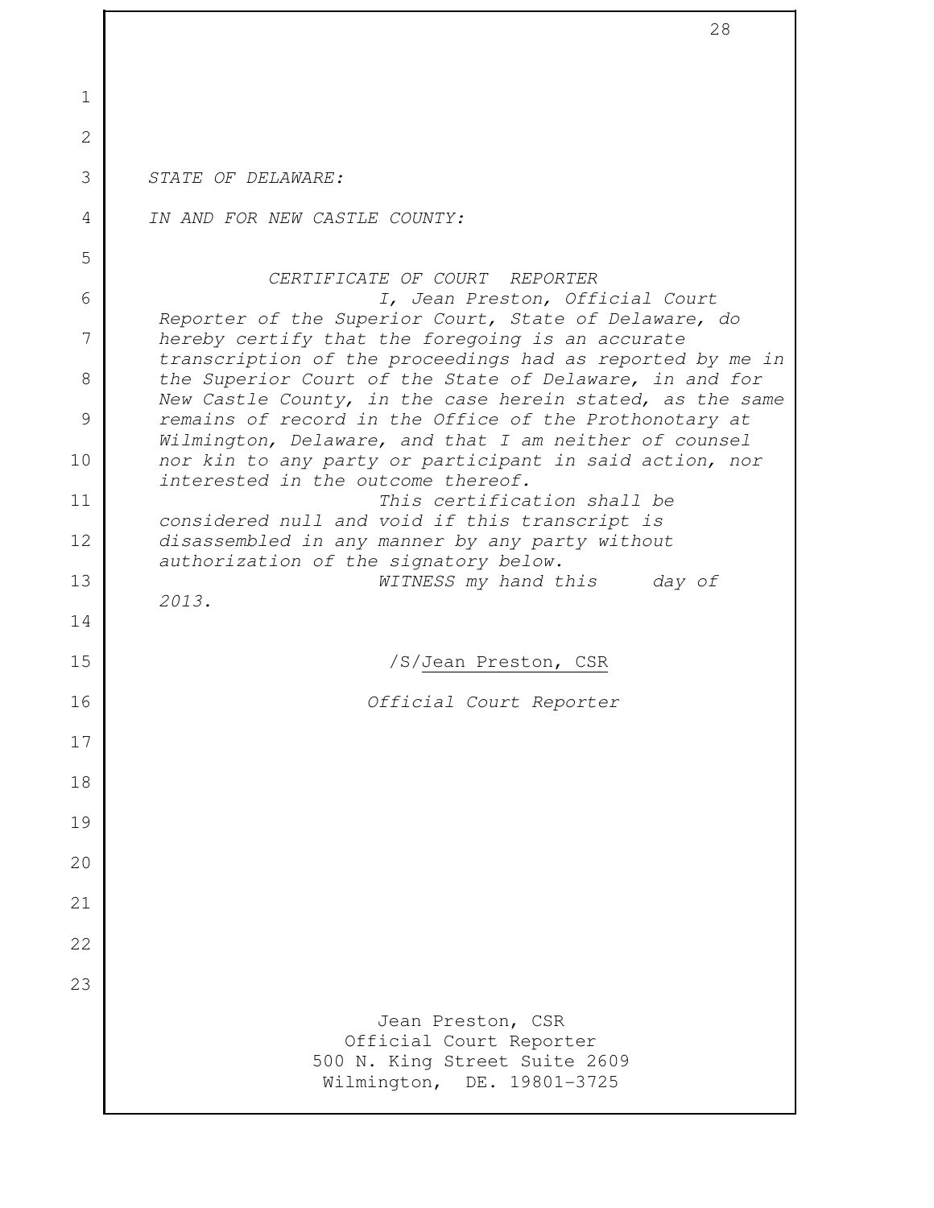*STATE OF DELAWARE:*

*IN AND FOR NEW CASTLE COUNTY:*

*CERTIFICATE OF COURT REPORTER*

*I, Jean Preston, Official Court Reporter of the Superior Court, State of Delaware, do hereby certify that the foregoing is an accurate transcription of the proceedings had as reported by me in the Superior Court of the State of Delaware, in and for New Castle County, in the case herein stated, as the same remains of record in the Office of the Prothonotary at Wilmington, Delaware, and that I am neither of counsel nor kin to any party or participant in said action, nor interested in the outcome thereof.*

*This certification shall be considered null and void if this transcript is disassembled in any manner by any party without authorization of the signatory below.*

*WITNESS my hand this day of 2013.*

/S/Jean Preston, CSR

*Official Court Reporter*

Jean Preston, CSR
Official Court Reporter
500 N. King Street Suite 2609
Wilmington, DE. 19801-3725